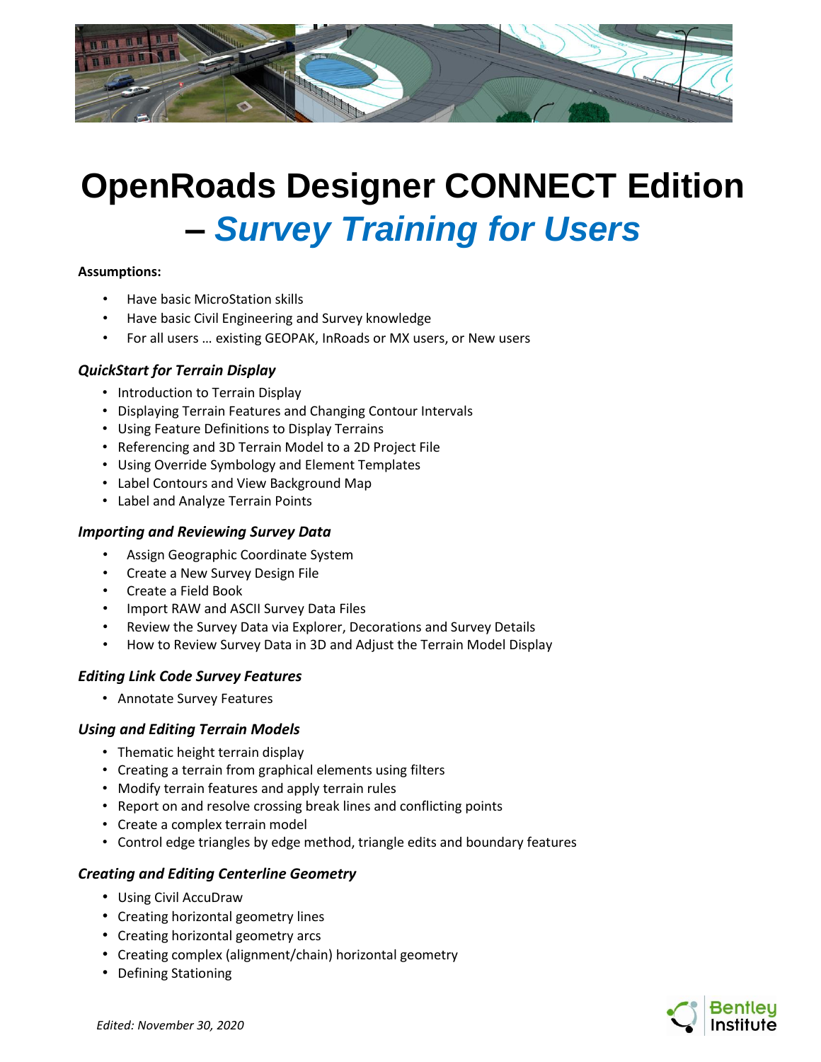# OpenRoads Designer CONNECT Edition – *Survey Training for Users*

**Assumptions:**

- Have basic MicroStation skills
- Have basic Civil Engineering and Survey knowledge
- For all users … existing GEOPAK, InRoads or MX users, or New users

### *QuickStart for Terrain Display*

- Introduction to Terrain Display
- Displaying Terrain Features and Changing Contour Intervals
- Using Feature Definitions to Display Terrains
- Referencing and 3D Terrain Model to a 2D Project File
- Using Override Symbology and Element Templates
- Label Contours and View Background Map
- Label and Analyze Terrain Points

### *Importing and Reviewing Survey Data*

- Assign Geographic Coordinate System
- Create a New Survey Design File
- Create a Field Book
- Import RAW and ASCII Survey Data Files
- Review the Survey Data via Explorer, Decorations and Survey Details
- How to Review Survey Data in 3D and Adjust the Terrain Model Display

### *Editing Link Code Survey Features*

- Annotate Survey Features

### *Using and Editing Terrain Models*

- Thematic height terrain display
- Creating a terrain from graphical elements using filters
- Modify terrain features and apply terrain rules
- Report on and resolve crossing break lines and conflicting points
- Create a complex terrain model
- Control edge triangles by edge method, triangle edits and boundary features

### *Creating and Editing Centerline Geometry*

- Using Civil AccuDraw
- Creating horizontal geometry lines
- Creating horizontal geometry arcs
- Creating complex (alignment/chain) horizontal geometry
- Defining Stationing

*Edited: November 30, 2020*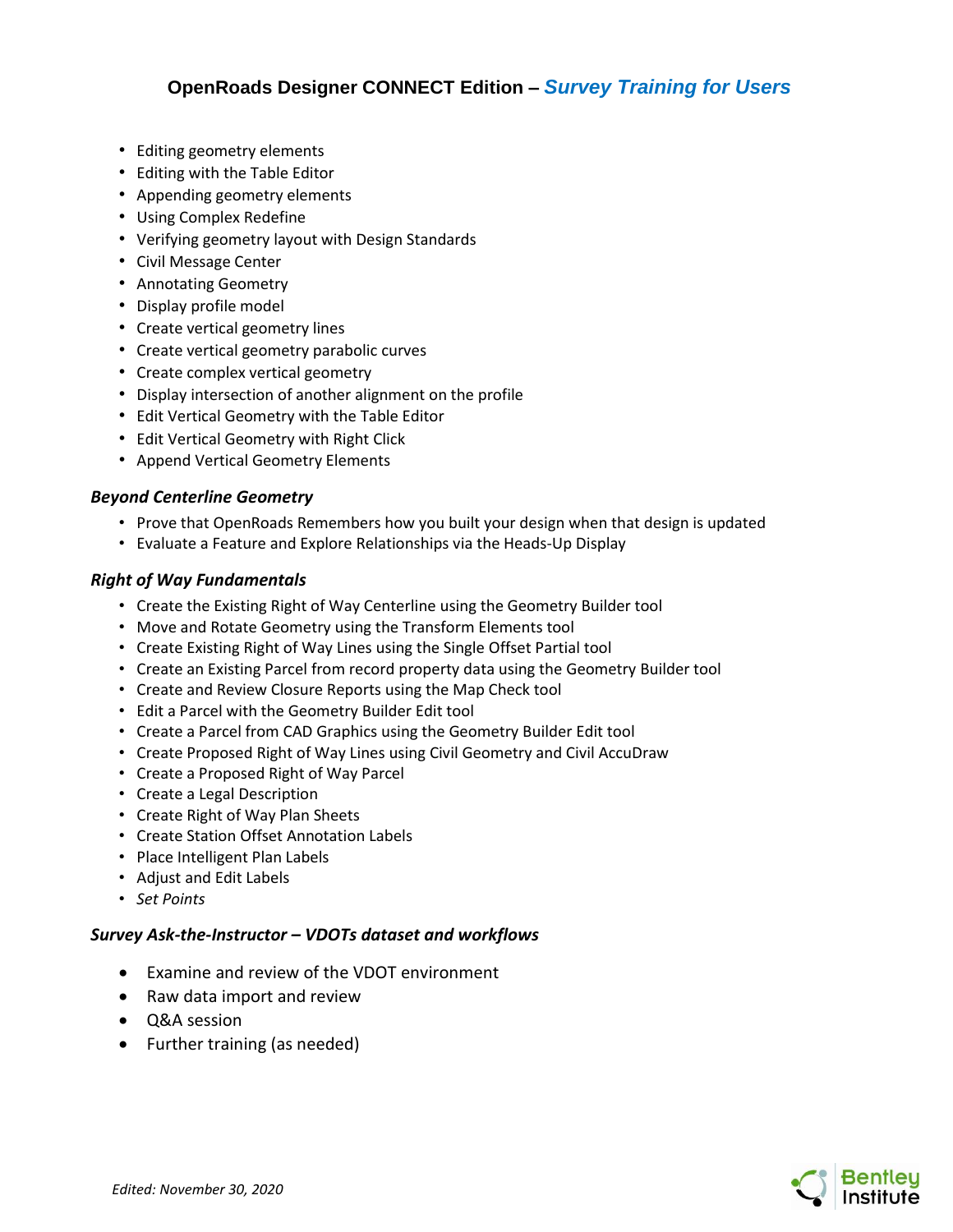- Editing geometry elements
- Editing with the Table Editor
- Appending geometry elements
- Using Complex Redefine
- Verifying geometry layout with Design Standards
- Civil Message Center
- Annotating Geometry
- Display profile model
- Create vertical geometry lines
- Create vertical geometry parabolic curves
- Create complex vertical geometry
- Display intersection of another alignment on the profile
- Edit Vertical Geometry with the Table Editor
- Edit Vertical Geometry with Right Click
- Append Vertical Geometry Elements

### *Beyond Centerline Geometry*

- Prove that OpenRoads Remembers how you built your design when that design is updated
- Evaluate a Feature and Explore Relationships via the Heads-Up Display

### *Right of Way Fundamentals*

- Create the Existing Right of Way Centerline using the Geometry Builder tool
- Move and Rotate Geometry using the Transform Elements tool
- Create Existing Right of Way Lines using the Single Offset Partial tool
- Create an Existing Parcel from record property data using the Geometry Builder tool
- Create and Review Closure Reports using the Map Check tool
- Edit a Parcel with the Geometry Builder Edit tool
- Create a Parcel from CAD Graphics using the Geometry Builder Edit tool
- Create Proposed Right of Way Lines using Civil Geometry and Civil AccuDraw
- Create a Proposed Right of Way Parcel
- Create a Legal Description
- Create Right of Way Plan Sheets
- Create Station Offset Annotation Labels
- Place Intelligent Plan Labels
- Adjust and Edit Labels
- *Set Points*

### *Survey Ask-the-Instructor – VDOTs dataset and workflows*

- Examine and review of the VDOT environment
- Raw data import and review
- Q&A session
- Further training (as needed)

*Edited: November 30, 2020*